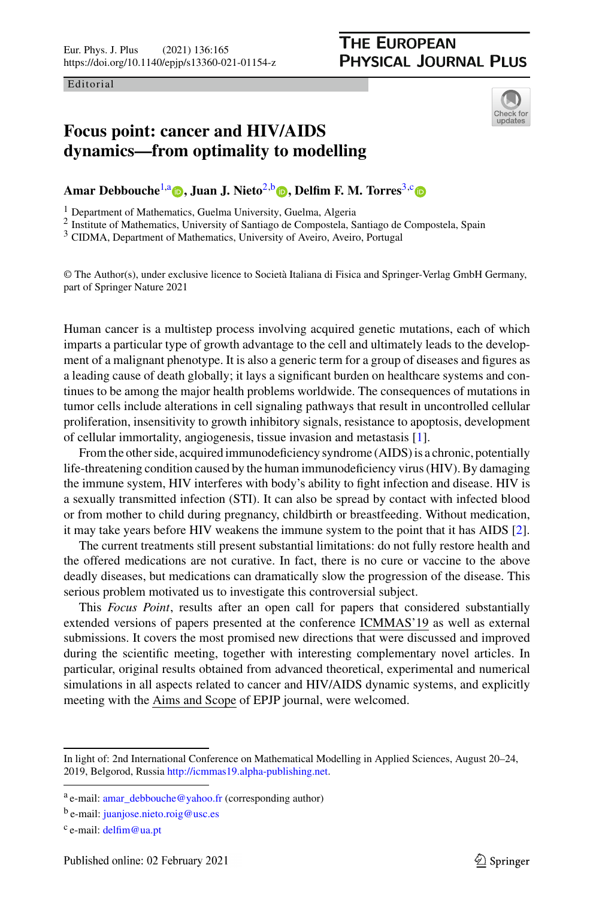Editorial

# Focus point: cancer and HIV/AIDS dynamics—from optimality to modelling

**Amar Debbouche**[1,a], **Juan J. Nieto**[2,b], **Delfim F. M. Torres**[3,c]

[1] Department of Mathematics, Guelma University, Guelma, Algeria
[2] Institute of Mathematics, University of Santiago de Compostela, Santiago de Compostela, Spain
[3] CIDMA, Department of Mathematics, University of Aveiro, Aveiro, Portugal

© The Author(s), under exclusive licence to Società Italiana di Fisica and Springer-Verlag GmbH Germany, part of Springer Nature 2021

Human cancer is a multistep process involving acquired genetic mutations, each of which imparts a particular type of growth advantage to the cell and ultimately leads to the development of a malignant phenotype. It is also a generic term for a group of diseases and figures as a leading cause of death globally; it lays a significant burden on healthcare systems and continues to be among the major health problems worldwide. The consequences of mutations in tumor cells include alterations in cell signaling pathways that result in uncontrolled cellular proliferation, insensitivity to growth inhibitory signals, resistance to apoptosis, development of cellular immortality, angiogenesis, tissue invasion and metastasis [1].

From the other side, acquired immunodeficiency syndrome (AIDS) is a chronic, potentially life-threatening condition caused by the human immunodeficiency virus (HIV). By damaging the immune system, HIV interferes with body's ability to fight infection and disease. HIV is a sexually transmitted infection (STI). It can also be spread by contact with infected blood or from mother to child during pregnancy, childbirth or breastfeeding. Without medication, it may take years before HIV weakens the immune system to the point that it has AIDS [2].

The current treatments still present substantial limitations: do not fully restore health and the offered medications are not curative. In fact, there is no cure or vaccine to the above deadly diseases, but medications can dramatically slow the progression of the disease. This serious problem motivated us to investigate this controversial subject.

This *Focus Point*, results after an open call for papers that considered substantially extended versions of papers presented at the conference ICMMAS'19 as well as external submissions. It covers the most promised new directions that were discussed and improved during the scientific meeting, together with interesting complementary novel articles. In particular, original results obtained from advanced theoretical, experimental and numerical simulations in all aspects related to cancer and HIV/AIDS dynamic systems, and explicitly meeting with the Aims and Scope of EPJP journal, were welcomed.

---

In light of: 2nd International Conference on Mathematical Modelling in Applied Sciences, August 20–24, 2019, Belgorod, Russia http://icmmas19.alpha-publishing.net.

[a] e-mail: amar_debbouche@yahoo.fr (corresponding author)

[b] e-mail: juanjose.nieto.roig@usc.es

[c] e-mail: delfim@ua.pt

Published online: 02 February 2021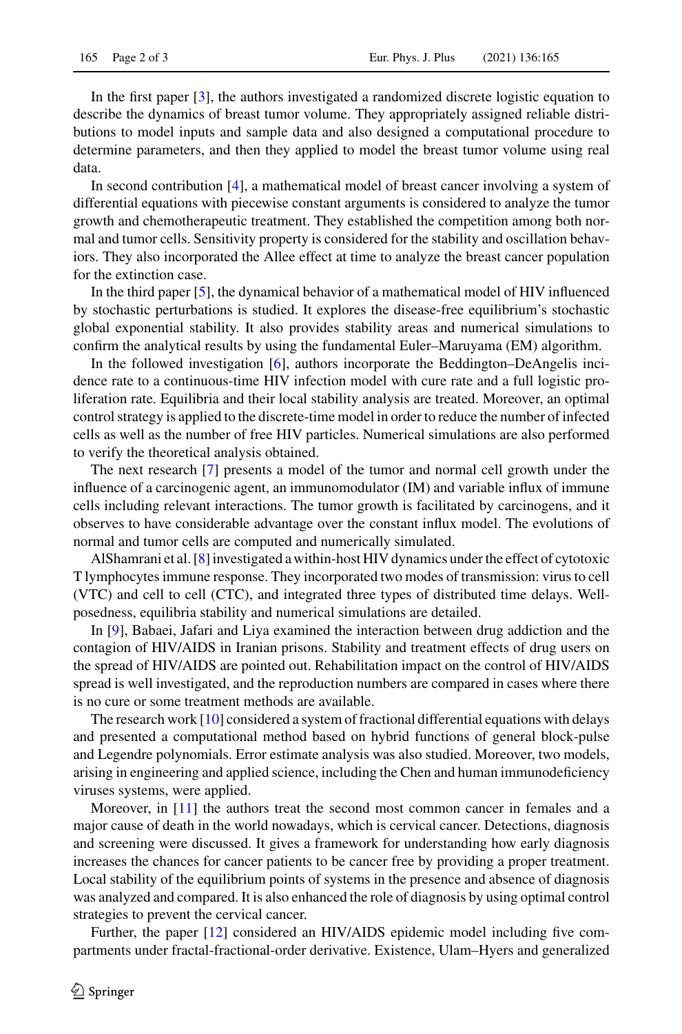In the first paper [3], the authors investigated a randomized discrete logistic equation to describe the dynamics of breast tumor volume. They appropriately assigned reliable distributions to model inputs and sample data and also designed a computational procedure to determine parameters, and then they applied to model the breast tumor volume using real data.

In second contribution [4], a mathematical model of breast cancer involving a system of differential equations with piecewise constant arguments is considered to analyze the tumor growth and chemotherapeutic treatment. They established the competition among both normal and tumor cells. Sensitivity property is considered for the stability and oscillation behaviors. They also incorporated the Allee effect at time to analyze the breast cancer population for the extinction case.

In the third paper [5], the dynamical behavior of a mathematical model of HIV influenced by stochastic perturbations is studied. It explores the disease-free equilibrium's stochastic global exponential stability. It also provides stability areas and numerical simulations to confirm the analytical results by using the fundamental Euler–Maruyama (EM) algorithm.

In the followed investigation [6], authors incorporate the Beddington–DeAngelis incidence rate to a continuous-time HIV infection model with cure rate and a full logistic proliferation rate. Equilibria and their local stability analysis are treated. Moreover, an optimal control strategy is applied to the discrete-time model in order to reduce the number of infected cells as well as the number of free HIV particles. Numerical simulations are also performed to verify the theoretical analysis obtained.

The next research [7] presents a model of the tumor and normal cell growth under the influence of a carcinogenic agent, an immunomodulator (IM) and variable influx of immune cells including relevant interactions. The tumor growth is facilitated by carcinogens, and it observes to have considerable advantage over the constant influx model. The evolutions of normal and tumor cells are computed and numerically simulated.

AlShamrani et al. [8] investigated a within-host HIV dynamics under the effect of cytotoxic T lymphocytes immune response. They incorporated two modes of transmission: virus to cell (VTC) and cell to cell (CTC), and integrated three types of distributed time delays. Well-posedness, equilibria stability and numerical simulations are detailed.

In [9], Babaei, Jafari and Liya examined the interaction between drug addiction and the contagion of HIV/AIDS in Iranian prisons. Stability and treatment effects of drug users on the spread of HIV/AIDS are pointed out. Rehabilitation impact on the control of HIV/AIDS spread is well investigated, and the reproduction numbers are compared in cases where there is no cure or some treatment methods are available.

The research work [10] considered a system of fractional differential equations with delays and presented a computational method based on hybrid functions of general block-pulse and Legendre polynomials. Error estimate analysis was also studied. Moreover, two models, arising in engineering and applied science, including the Chen and human immunodeficiency viruses systems, were applied.

Moreover, in [11] the authors treat the second most common cancer in females and a major cause of death in the world nowadays, which is cervical cancer. Detections, diagnosis and screening were discussed. It gives a framework for understanding how early diagnosis increases the chances for cancer patients to be cancer free by providing a proper treatment. Local stability of the equilibrium points of systems in the presence and absence of diagnosis was analyzed and compared. It is also enhanced the role of diagnosis by using optimal control strategies to prevent the cervical cancer.

Further, the paper [12] considered an HIV/AIDS epidemic model including five compartments under fractal-fractional-order derivative. Existence, Ulam–Hyers and generalized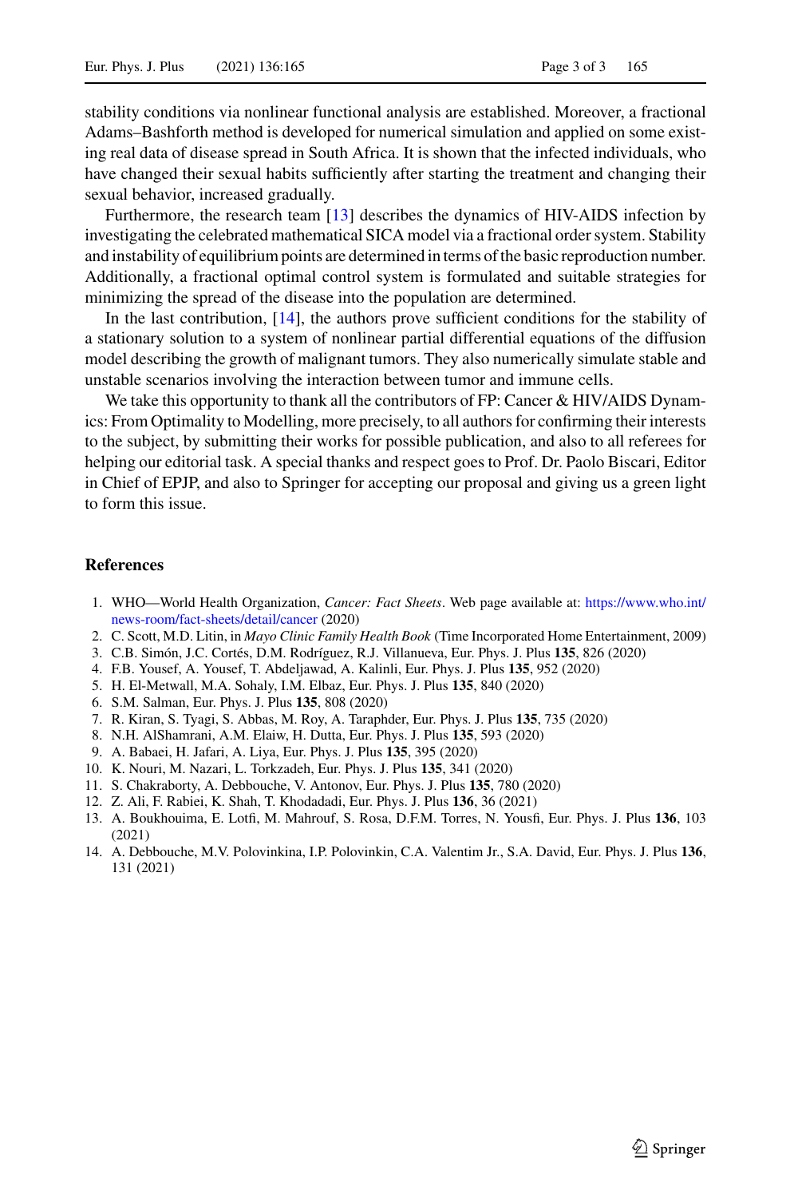stability conditions via nonlinear functional analysis are established. Moreover, a fractional Adams–Bashforth method is developed for numerical simulation and applied on some existing real data of disease spread in South Africa. It is shown that the infected individuals, who have changed their sexual habits sufficiently after starting the treatment and changing their sexual behavior, increased gradually.

Furthermore, the research team [13] describes the dynamics of HIV-AIDS infection by investigating the celebrated mathematical SICA model via a fractional order system. Stability and instability of equilibrium points are determined in terms of the basic reproduction number. Additionally, a fractional optimal control system is formulated and suitable strategies for minimizing the spread of the disease into the population are determined.

In the last contribution, [14], the authors prove sufficient conditions for the stability of a stationary solution to a system of nonlinear partial differential equations of the diffusion model describing the growth of malignant tumors. They also numerically simulate stable and unstable scenarios involving the interaction between tumor and immune cells.

We take this opportunity to thank all the contributors of FP: Cancer & HIV/AIDS Dynamics: From Optimality to Modelling, more precisely, to all authors for confirming their interests to the subject, by submitting their works for possible publication, and also to all referees for helping our editorial task. A special thanks and respect goes to Prof. Dr. Paolo Biscari, Editor in Chief of EPJP, and also to Springer for accepting our proposal and giving us a green light to form this issue.

## References

1. WHO—World Health Organization, *Cancer: Fact Sheets*. Web page available at: https://www.who.int/news-room/fact-sheets/detail/cancer (2020)
2. C. Scott, M.D. Litin, in *Mayo Clinic Family Health Book* (Time Incorporated Home Entertainment, 2009)
3. C.B. Simón, J.C. Cortés, D.M. Rodríguez, R.J. Villanueva, Eur. Phys. J. Plus **135**, 826 (2020)
4. F.B. Yousef, A. Yousef, T. Abdeljawad, A. Kalinli, Eur. Phys. J. Plus **135**, 952 (2020)
5. H. El-Metwall, M.A. Sohaly, I.M. Elbaz, Eur. Phys. J. Plus **135**, 840 (2020)
6. S.M. Salman, Eur. Phys. J. Plus **135**, 808 (2020)
7. R. Kiran, S. Tyagi, S. Abbas, M. Roy, A. Taraphder, Eur. Phys. J. Plus **135**, 735 (2020)
8. N.H. AlShamrani, A.M. Elaiw, H. Dutta, Eur. Phys. J. Plus **135**, 593 (2020)
9. A. Babaei, H. Jafari, A. Liya, Eur. Phys. J. Plus **135**, 395 (2020)
10. K. Nouri, M. Nazari, L. Torkzadeh, Eur. Phys. J. Plus **135**, 341 (2020)
11. S. Chakraborty, A. Debbouche, V. Antonov, Eur. Phys. J. Plus **135**, 780 (2020)
12. Z. Ali, F. Rabiei, K. Shah, T. Khodadadi, Eur. Phys. J. Plus **136**, 36 (2021)
13. A. Boukhouima, E. Lotfi, M. Mahrouf, S. Rosa, D.F.M. Torres, N. Yousfi, Eur. Phys. J. Plus **136**, 103 (2021)
14. A. Debbouche, M.V. Polovinkina, I.P. Polovinkin, C.A. Valentim Jr., S.A. David, Eur. Phys. J. Plus **136**, 131 (2021)